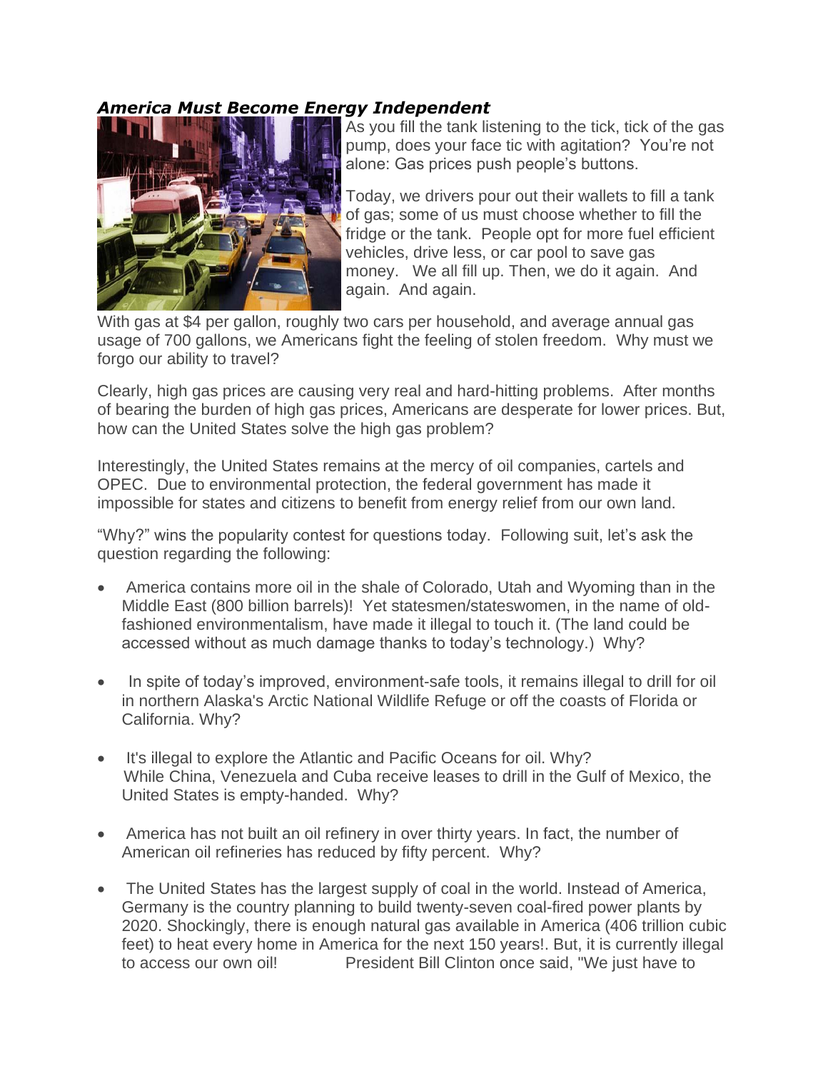***America Must Become Energy Independent***

As you fill the tank listening to the tick, tick of the gas pump, does your face tic with agitation? You're not alone: Gas prices push people's buttons.

Today, we drivers pour out their wallets to fill a tank of gas; some of us must choose whether to fill the fridge or the tank. People opt for more fuel efficient vehicles, drive less, or car pool to save gas money. We all fill up. Then, we do it again. And again. And again.

With gas at $4 per gallon, roughly two cars per household, and average annual gas usage of 700 gallons, we Americans fight the feeling of stolen freedom. Why must we forgo our ability to travel?

Clearly, high gas prices are causing very real and hard-hitting problems. After months of bearing the burden of high gas prices, Americans are desperate for lower prices. But, how can the United States solve the high gas problem?

Interestingly, the United States remains at the mercy of oil companies, cartels and OPEC. Due to environmental protection, the federal government has made it impossible for states and citizens to benefit from energy relief from our own land.

"Why?" wins the popularity contest for questions today. Following suit, let's ask the question regarding the following:

- America contains more oil in the shale of Colorado, Utah and Wyoming than in the Middle East (800 billion barrels)! Yet statesmen/stateswomen, in the name of old-fashioned environmentalism, have made it illegal to touch it. (The land could be accessed without as much damage thanks to today's technology.) Why?
- In spite of today's improved, environment-safe tools, it remains illegal to drill for oil in northern Alaska's Arctic National Wildlife Refuge or off the coasts of Florida or California. Why?
- It's illegal to explore the Atlantic and Pacific Oceans for oil. Why?
  While China, Venezuela and Cuba receive leases to drill in the Gulf of Mexico, the United States is empty-handed. Why?
- America has not built an oil refinery in over thirty years. In fact, the number of American oil refineries has reduced by fifty percent. Why?
- The United States has the largest supply of coal in the world. Instead of America, Germany is the country planning to build twenty-seven coal-fired power plants by 2020. Shockingly, there is enough natural gas available in America (406 trillion cubic feet) to heat every home in America for the next 150 years!. But, it is currently illegal to access our own oil!

President Bill Clinton once said, "We just have to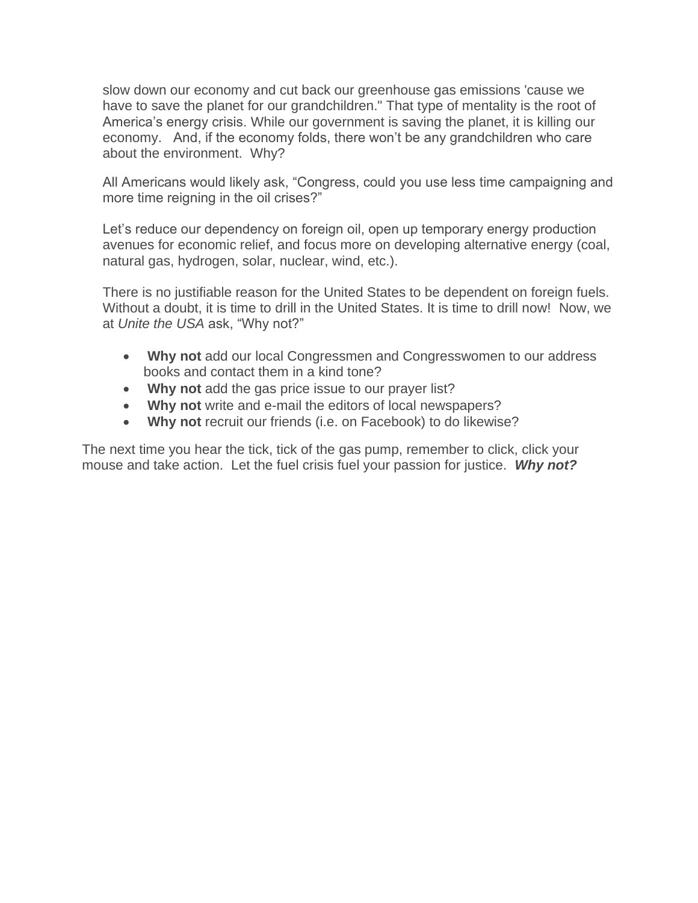slow down our economy and cut back our greenhouse gas emissions 'cause we have to save the planet for our grandchildren." That type of mentality is the root of America's energy crisis. While our government is saving the planet, it is killing our economy. And, if the economy folds, there won't be any grandchildren who care about the environment. Why?

All Americans would likely ask, "Congress, could you use less time campaigning and more time reigning in the oil crises?"

Let's reduce our dependency on foreign oil, open up temporary energy production avenues for economic relief, and focus more on developing alternative energy (coal, natural gas, hydrogen, solar, nuclear, wind, etc.).

There is no justifiable reason for the United States to be dependent on foreign fuels. Without a doubt, it is time to drill in the United States. It is time to drill now! Now, we at *Unite the USA* ask, "Why not?"

- **Why not** add our local Congressmen and Congresswomen to our address books and contact them in a kind tone?
- **Why not** add the gas price issue to our prayer list?
- **Why not** write and e-mail the editors of local newspapers?
- **Why not** recruit our friends (i.e. on Facebook) to do likewise?

The next time you hear the tick, tick of the gas pump, remember to click, click your mouse and take action. Let the fuel crisis fuel your passion for justice. ***Why not?***